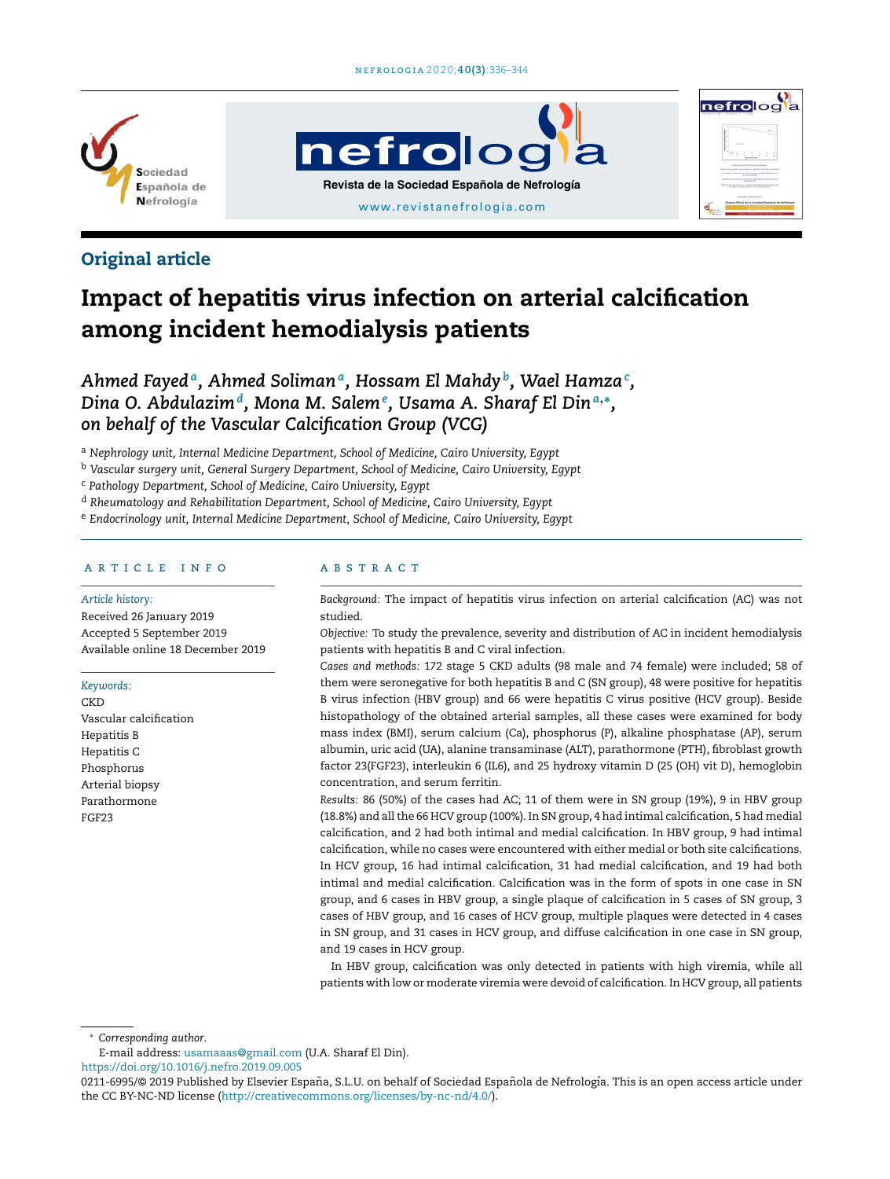Original article

# Impact of hepatitis virus infection on arterial calcification among incident hemodialysis patients

*Ahmed Fayed[a], Ahmed Soliman[a], Hossam El Mahdy[b], Wael Hamza[c], Dina O. Abdulazim[d], Mona M. Salem[e], Usama A. Sharaf El Din[a,*], on behalf of the Vascular Calcification Group (VCG)*

[a] Nephrology unit, Internal Medicine Department, School of Medicine, Cairo University, Egypt
[b] Vascular surgery unit, General Surgery Department, School of Medicine, Cairo University, Egypt
[c] Pathology Department, School of Medicine, Cairo University, Egypt
[d] Rheumatology and Rehabilitation Department, School of Medicine, Cairo University, Egypt
[e] Endocrinology unit, Internal Medicine Department, School of Medicine, Cairo University, Egypt

## ARTICLE INFO

*Article history:*
Received 26 January 2019
Accepted 5 September 2019
Available online 18 December 2019

*Keywords:*
CKD
Vascular calcification
Hepatitis B
Hepatitis C
Phosphorus
Arterial biopsy
Parathormone
FGF23

## ABSTRACT

*Background:* The impact of hepatitis virus infection on arterial calcification (AC) was not studied.

*Objective:* To study the prevalence, severity and distribution of AC in incident hemodialysis patients with hepatitis B and C viral infection.

*Cases and methods:* 172 stage 5 CKD adults (98 male and 74 female) were included; 58 of them were seronegative for both hepatitis B and C (SN group), 48 were positive for hepatitis B virus infection (HBV group) and 66 were hepatitis C virus positive (HCV group). Beside histopathology of the obtained arterial samples, all these cases were examined for body mass index (BMI), serum calcium (Ca), phosphorus (P), alkaline phosphatase (AP), serum albumin, uric acid (UA), alanine transaminase (ALT), parathormone (PTH), fibroblast growth factor 23(FGF23), interleukin 6 (IL6), and 25 hydroxy vitamin D (25 (OH) vit D), hemoglobin concentration, and serum ferritin.

*Results:* 86 (50%) of the cases had AC; 11 of them were in SN group (19%), 9 in HBV group (18.8%) and all the 66 HCV group (100%). In SN group, 4 had intimal calcification, 5 had medial calcification, and 2 had both intimal and medial calcification. In HBV group, 9 had intimal calcification, while no cases were encountered with either medial or both site calcifications. In HCV group, 16 had intimal calcification, 31 had medial calcification, and 19 had both intimal and medial calcification. Calcification was in the form of spots in one case in SN group, and 6 cases in HBV group, a single plaque of calcification in 5 cases of SN group, 3 cases of HBV group, and 16 cases of HCV group, multiple plaques were detected in 4 cases in SN group, and 31 cases in HCV group, and diffuse calcification in one case in SN group, and 19 cases in HCV group.

In HBV group, calcification was only detected in patients with high viremia, while all patients with low or moderate viremia were devoid of calcification. In HCV group, all patients

* Corresponding author.
E-mail address: usamaaas@gmail.com (U.A. Sharaf El Din).
https://doi.org/10.1016/j.nefro.2019.09.005
0211-6995/© 2019 Published by Elsevier España, S.L.U. on behalf of Sociedad Española de Nefrología. This is an open access article under the CC BY-NC-ND license (http://creativecommons.org/licenses/by-nc-nd/4.0/).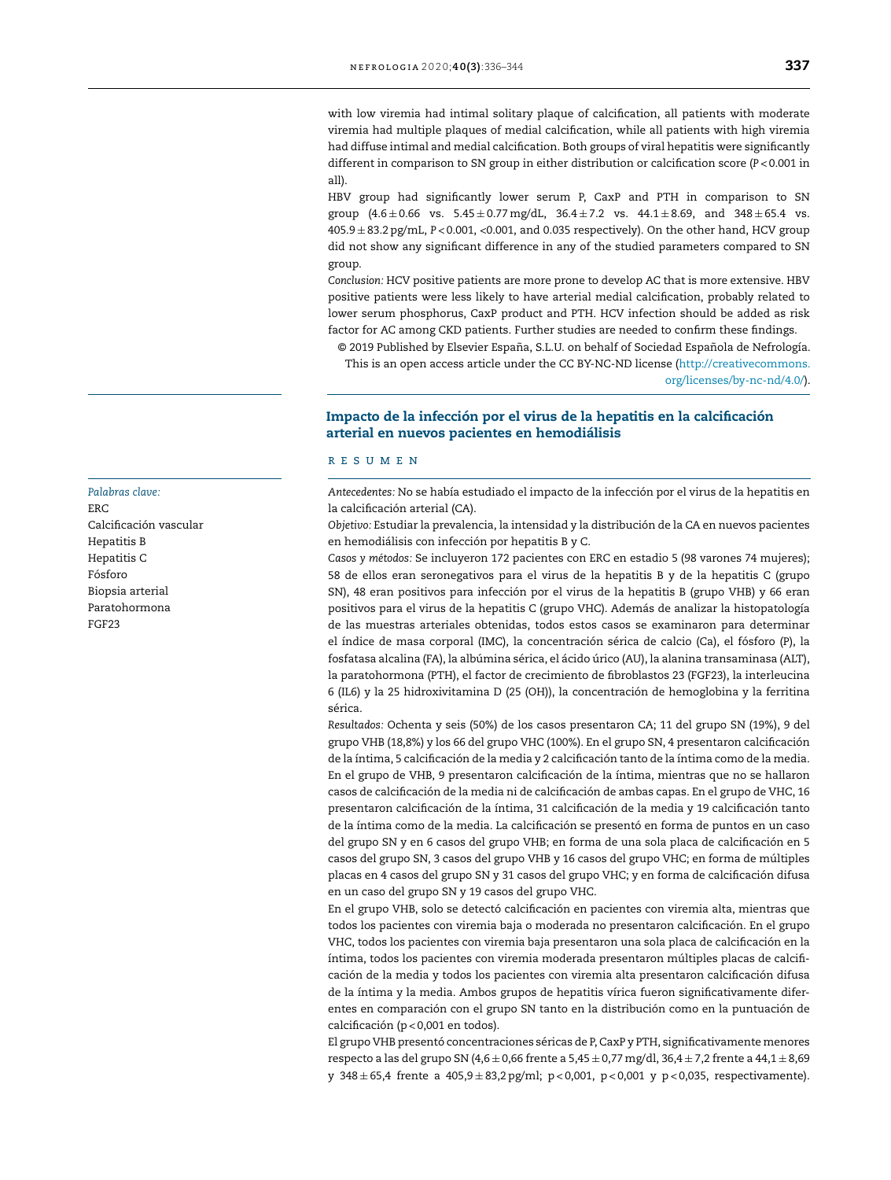with low viremia had intimal solitary plaque of calcification, all patients with moderate viremia had multiple plaques of medial calcification, while all patients with high viremia had diffuse intimal and medial calcification. Both groups of viral hepatitis were significantly different in comparison to SN group in either distribution or calcification score ($P < 0.001$ in all).

HBV group had significantly lower serum P, CaxP and PTH in comparison to SN group (4.6 ± 0.66 vs. 5.45 ± 0.77 mg/dL, 36.4 ± 7.2 vs. 44.1 ± 8.69, and 348 ± 65.4 vs. 405.9 ± 83.2 pg/mL, $P < 0.001$, <0.001, and 0.035 respectively). On the other hand, HCV group did not show any significant difference in any of the studied parameters compared to SN group.

*Conclusion:* HCV positive patients are more prone to develop AC that is more extensive. HBV positive patients were less likely to have arterial medial calcification, probably related to lower serum phosphorus, CaxP product and PTH. HCV infection should be added as risk factor for AC among CKD patients. Further studies are needed to confirm these findings.

© 2019 Published by Elsevier España, S.L.U. on behalf of Sociedad Española de Nefrología. This is an open access article under the CC BY-NC-ND license (http://creativecommons.org/licenses/by-nc-nd/4.0/).

## Impacto de la infección por el virus de la hepatitis en la calcificación arterial en nuevos pacientes en hemodiálisis

*Palabras clave:*
ERC
Calcificación vascular
Hepatitis B
Hepatitis C
Fósforo
Biopsia arterial
Paratohormona
FGF23

### RESUMEN

*Antecedentes:* No se había estudiado el impacto de la infección por el virus de la hepatitis en la calcificación arterial (CA).

*Objetivo:* Estudiar la prevalencia, la intensidad y la distribución de la CA en nuevos pacientes en hemodiálisis con infección por hepatitis B y C.

*Casos y métodos:* Se incluyeron 172 pacientes con ERC en estadio 5 (98 varones 74 mujeres); 58 de ellos eran seronegativos para el virus de la hepatitis B y de la hepatitis C (grupo SN), 48 eran positivos para infección por el virus de la hepatitis B (grupo VHB) y 66 eran positivos para el virus de la hepatitis C (grupo VHC). Además de analizar la histopatología de las muestras arteriales obtenidas, todos estos casos se examinaron para determinar el índice de masa corporal (IMC), la concentración sérica de calcio (Ca), el fósforo (P), la fosfatasa alcalina (FA), la albúmina sérica, el ácido úrico (AU), la alanina transaminasa (ALT), la paratohormona (PTH), el factor de crecimiento de fibroblastos 23 (FGF23), la interleucina 6 (IL6) y la 25 hidroxivitamina D (25 (OH)), la concentración de hemoglobina y la ferritina sérica.

*Resultados:* Ochenta y seis (50%) de los casos presentaron CA; 11 del grupo SN (19%), 9 del grupo VHB (18,8%) y los 66 del grupo VHC (100%). En el grupo SN, 4 presentaron calcificación de la íntima, 5 calcificación de la media y 2 calcificación tanto de la íntima como de la media. En el grupo de VHB, 9 presentaron calcificación de la íntima, mientras que no se hallaron casos de calcificación de la media ni de calcificación de ambas capas. En el grupo de VHC, 16 presentaron calcificación de la íntima, 31 calcificación de la media y 19 calcificación tanto de la íntima como de la media. La calcificación se presentó en forma de puntos en un caso del grupo SN y en 6 casos del grupo VHB; en forma de una sola placa de calcificación en 5 casos del grupo SN, 3 casos del grupo VHB y 16 casos del grupo VHC; en forma de múltiples placas en 4 casos del grupo SN y 31 casos del grupo VHC; y en forma de calcificación difusa en un caso del grupo SN y 19 casos del grupo VHC.

En el grupo VHB, solo se detectó calcificación en pacientes con viremia alta, mientras que todos los pacientes con viremia baja o moderada no presentaron calcificación. En el grupo VHC, todos los pacientes con viremia baja presentaron una sola placa de calcificación en la íntima, todos los pacientes con viremia moderada presentaron múltiples placas de calcificación de la media y todos los pacientes con viremia alta presentaron calcificación difusa de la íntima y la media. Ambos grupos de hepatitis vírica fueron significativamente diferentes en comparación con el grupo SN tanto en la distribución como en la puntuación de calcificación ($p < 0{,}001$ en todos).

El grupo VHB presentó concentraciones séricas de P, CaxP y PTH, significativamente menores respecto a las del grupo SN (4,6 ± 0,66 frente a 5,45 ± 0,77 mg/dl, 36,4 ± 7,2 frente a 44,1 ± 8,69 y 348 ± 65,4 frente a 405,9 ± 83,2 pg/ml; $p < 0{,}001$, $p < 0{,}001$ y $p < 0{,}035$, respectivamente).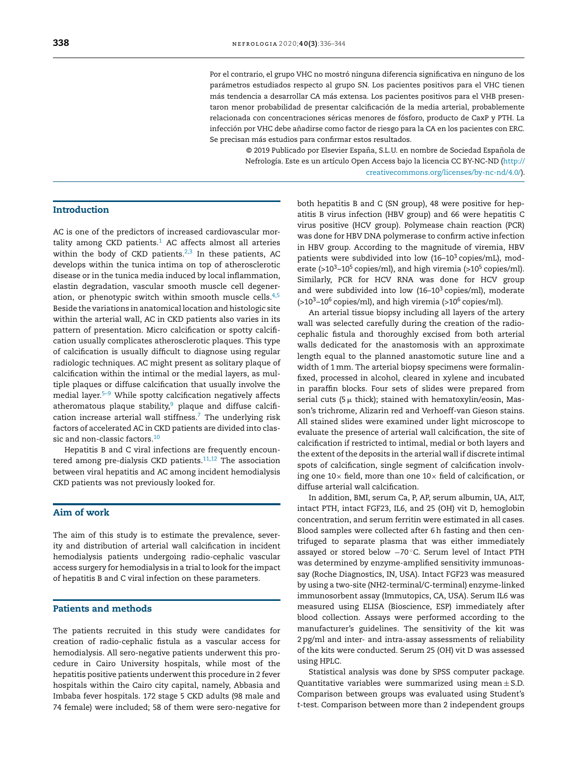Por el contrario, el grupo VHC no mostró ninguna diferencia significativa en ninguno de los parámetros estudiados respecto al grupo SN. Los pacientes positivos para el VHC tienen más tendencia a desarrollar CA más extensa. Los pacientes positivos para el VHB presentaron menor probabilidad de presentar calcificación de la media arterial, probablemente relacionada con concentraciones séricas menores de fósforo, producto de CaxP y PTH. La infección por VHC debe añadirse como factor de riesgo para la CA en los pacientes con ERC. Se precisan más estudios para confirmar estos resultados.

© 2019 Publicado por Elsevier España, S.L.U. en nombre de Sociedad Española de Nefrología. Este es un artículo Open Access bajo la licencia CC BY-NC-ND (http://creativecommons.org/licenses/by-nc-nd/4.0/).

## Introduction

AC is one of the predictors of increased cardiovascular mortality among CKD patients.[1] AC affects almost all arteries within the body of CKD patients.[2,3] In these patients, AC develops within the tunica intima on top of atherosclerotic disease or in the tunica media induced by local inflammation, elastin degradation, vascular smooth muscle cell degeneration, or phenotypic switch within smooth muscle cells.[4,5] Beside the variations in anatomical location and histologic site within the arterial wall, AC in CKD patients also varies in its pattern of presentation. Micro calcification or spotty calcification usually complicates atherosclerotic plaques. This type of calcification is usually difficult to diagnose using regular radiologic techniques. AC might present as solitary plaque of calcification within the intimal or the medial layers, as multiple plaques or diffuse calcification that usually involve the medial layer.[5–9] While spotty calcification negatively affects atheromatous plaque stability,[9] plaque and diffuse calcification increase arterial wall stiffness.[7] The underlying risk factors of accelerated AC in CKD patients are divided into classic and non-classic factors.[10]

Hepatitis B and C viral infections are frequently encountered among pre-dialysis CKD patients.[11,12] The association between viral hepatitis and AC among incident hemodialysis CKD patients was not previously looked for.

## Aim of work

The aim of this study is to estimate the prevalence, severity and distribution of arterial wall calcification in incident hemodialysis patients undergoing radio-cephalic vascular access surgery for hemodialysis in a trial to look for the impact of hepatitis B and C viral infection on these parameters.

## Patients and methods

The patients recruited in this study were candidates for creation of radio-cephalic fistula as a vascular access for hemodialysis. All sero-negative patients underwent this procedure in Cairo University hospitals, while most of the hepatitis positive patients underwent this procedure in 2 fever hospitals within the Cairo city capital, namely, Abbasia and Imbaba fever hospitals. 172 stage 5 CKD adults (98 male and 74 female) were included; 58 of them were sero-negative for both hepatitis B and C (SN group), 48 were positive for hepatitis B virus infection (HBV group) and 66 were hepatitis C virus positive (HCV group). Polymease chain reaction (PCR) was done for HBV DNA polymerase to confirm active infection in HBV group. According to the magnitude of viremia, HBV patients were subdivided into low (16–$10^3$ copies/mL), moderate (>$10^3$–$10^5$ copies/ml), and high viremia (>$10^5$ copies/ml). Similarly, PCR for HCV RNA was done for HCV group and were subdivided into low (16–$10^3$ copies/ml), moderate (>$10^3$–$10^6$ copies/ml), and high viremia (>$10^6$ copies/ml).

An arterial tissue biopsy including all layers of the artery wall was selected carefully during the creation of the radio-cephalic fistula and thoroughly excised from both arterial walls dedicated for the anastomosis with an approximate length equal to the planned anastomotic suture line and a width of 1 mm. The arterial biopsy specimens were formalin-fixed, processed in alcohol, cleared in xylene and incubated in paraffin blocks. Four sets of slides were prepared from serial cuts (5 µ thick); stained with hematoxylin/eosin, Masson's trichrome, Alizarin red and Verhoeff-van Gieson stains. All stained slides were examined under light microscope to evaluate the presence of arterial wall calcification, the site of calcification if restricted to intimal, medial or both layers and the extent of the deposits in the arterial wall if discrete intimal spots of calcification, single segment of calcification involving one 10× field, more than one 10× field of calcification, or diffuse arterial wall calcification.

In addition, BMI, serum Ca, P, AP, serum albumin, UA, ALT, intact PTH, intact FGF23, IL6, and 25 (OH) vit D, hemoglobin concentration, and serum ferritin were estimated in all cases. Blood samples were collected after 6 h fasting and then centrifuged to separate plasma that was either immediately assayed or stored below −70 °C. Serum level of Intact PTH was determined by enzyme-amplified sensitivity immunoassay (Roche Diagnostics, IN, USA). Intact FGF23 was measured by using a two-site (NH2-terminal/C-terminal) enzyme-linked immunosorbent assay (Immutopics, CA, USA). Serum IL6 was measured using ELISA (Bioscience, ESP) immediately after blood collection. Assays were performed according to the manufacturer's guidelines. The sensitivity of the kit was 2 pg/ml and inter- and intra-assay assessments of reliability of the kits were conducted. Serum 25 (OH) vit D was assessed using HPLC.

Statistical analysis was done by SPSS computer package. Quantitative variables were summarized using mean ± S.D. Comparison between groups was evaluated using Student's *t*-test. Comparison between more than 2 independent groups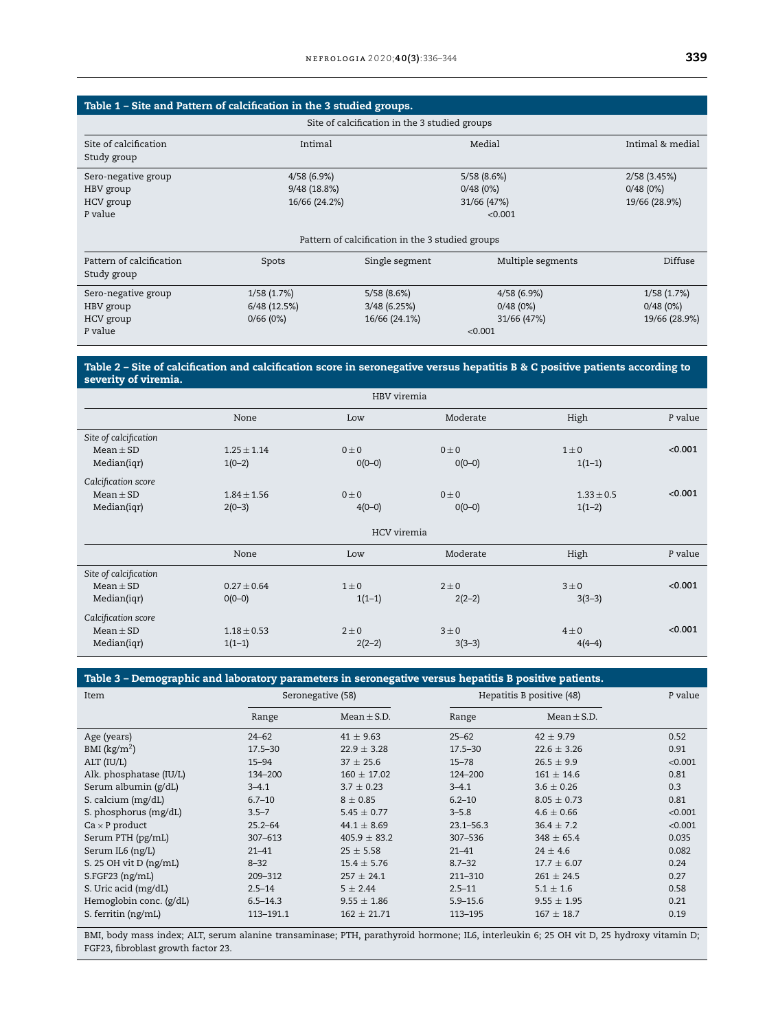**Table 1 – Site and Pattern of calcification in the 3 studied groups.**

Site of calcification in the 3 studied groups

| Site of calcification<br>Study group | Intimal | Medial | Intimal & medial |
|---|---|---|---|
| Sero-negative group | 4/58 (6.9%) | 5/58 (8.6%) | 2/58 (3.45%) |
| HBV group | 9/48 (18.8%) | 0/48 (0%) | 0/48 (0%) |
| HCV group | 16/66 (24.2%) | 31/66 (47%) | 19/66 (28.9%) |
| P value | | <0.001 | |

Pattern of calcification in the 3 studied groups

| Pattern of calcification<br>Study group | Spots | Single segment | Multiple segments | Diffuse |
|---|---|---|---|---|
| Sero-negative group | 1/58 (1.7%) | 5/58 (8.6%) | 4/58 (6.9%) | 1/58 (1.7%) |
| HBV group | 6/48 (12.5%) | 3/48 (6.25%) | 0/48 (0%) | 0/48 (0%) |
| HCV group | 0/66 (0%) | 16/66 (24.1%) | 31/66 (47%) | 19/66 (28.9%) |
| P value | | | <0.001 | |

**Table 2 – Site of calcification and calcification score in seronegative versus hepatitis B & C positive patients according to severity of viremia.**

HBV viremia

| | None | Low | Moderate | High | P value |
|---|---|---|---|---|---|
| *Site of calcification* | | | | | |
| Mean ± SD | 1.25 ± 1.14 | 0 ± 0 | 0 ± 0 | 1 ± 0 | **<0.001** |
| Median(iqr) | 1(0–2) | 0(0–0) | 0(0–0) | 1(1–1) | |
| *Calcification score* | | | | | |
| Mean ± SD | 1.84 ± 1.56 | 0 ± 0 | 0 ± 0 | 1.33 ± 0.5 | **<0.001** |
| Median(iqr) | 2(0–3) | 4(0–0) | 0(0–0) | 1(1–2) | |

HCV viremia

| | None | Low | Moderate | High | P value |
|---|---|---|---|---|---|
| *Site of calcification* | | | | | |
| Mean ± SD | 0.27 ± 0.64 | 1 ± 0 | 2 ± 0 | 3 ± 0 | **<0.001** |
| Median(iqr) | 0(0–0) | 1(1–1) | 2(2–2) | 3(3–3) | |
| *Calcification score* | | | | | |
| Mean ± SD | 1.18 ± 0.53 | 2 ± 0 | 3 ± 0 | 4 ± 0 | **<0.001** |
| Median(iqr) | 1(1–1) | 2(2–2) | 3(3–3) | 4(4–4) | |

**Table 3 – Demographic and laboratory parameters in seronegative versus hepatitis B positive patients.**

| Item | Seronegative (58) | | Hepatitis B positive (48) | | P value |
|---|---|---|---|---|---|
| | Range | Mean ± S.D. | Range | Mean ± S.D. | |
| Age (years) | 24–62 | 41 ± 9.63 | 25–62 | 42 ± 9.79 | 0.52 |
| BMI (kg/m$^2$) | 17.5–30 | 22.9 ± 3.28 | 17.5–30 | 22.6 ± 3.26 | 0.91 |
| ALT (IU/L) | 15–94 | 37 ± 25.6 | 15–78 | 26.5 ± 9.9 | <0.001 |
| Alk. phosphatase (IU/L) | 134–200 | 160 ± 17.02 | 124–200 | 161 ± 14.6 | 0.81 |
| Serum albumin (g/dL) | 3–4.1 | 3.7 ± 0.23 | 3–4.1 | 3.6 ± 0.26 | 0.3 |
| S. calcium (mg/dL) | 6.7–10 | 8 ± 0.85 | 6.2–10 | 8.05 ± 0.73 | 0.81 |
| S. phosphorus (mg/dL) | 3.5–7 | 5.45 ± 0.77 | 3–5.8 | 4.6 ± 0.66 | <0.001 |
| Ca × P product | 25.2–64 | 44.1 ± 8.69 | 23.1–56.3 | 36.4 ± 7.2 | <0.001 |
| Serum PTH (pg/mL) | 307–613 | 405.9 ± 83.2 | 307–536 | 348 ± 65.4 | 0.035 |
| Serum IL6 (ng/L) | 21–41 | 25 ± 5.58 | 21–41 | 24 ± 4.6 | 0.082 |
| S. 25 OH vit D (ng/mL) | 8–32 | 15.4 ± 5.76 | 8.7–32 | 17.7 ± 6.07 | 0.24 |
| S.FGF23 (ng/mL) | 209–312 | 257 ± 24.1 | 211–310 | 261 ± 24.5 | 0.27 |
| S. Uric acid (mg/dL) | 2.5–14 | 5 ± 2.44 | 2.5–11 | 5.1 ± 1.6 | 0.58 |
| Hemoglobin conc. (g/dL) | 6.5–14.3 | 9.55 ± 1.86 | 5.9–15.6 | 9.55 ± 1.95 | 0.21 |
| S. ferritin (ng/mL) | 113–191.1 | 162 ± 21.71 | 113–195 | 167 ± 18.7 | 0.19 |

BMI, body mass index; ALT, serum alanine transaminase; PTH, parathyroid hormone; IL6, interleukin 6; 25 OH vit D, 25 hydroxy vitamin D; FGF23, fibroblast growth factor 23.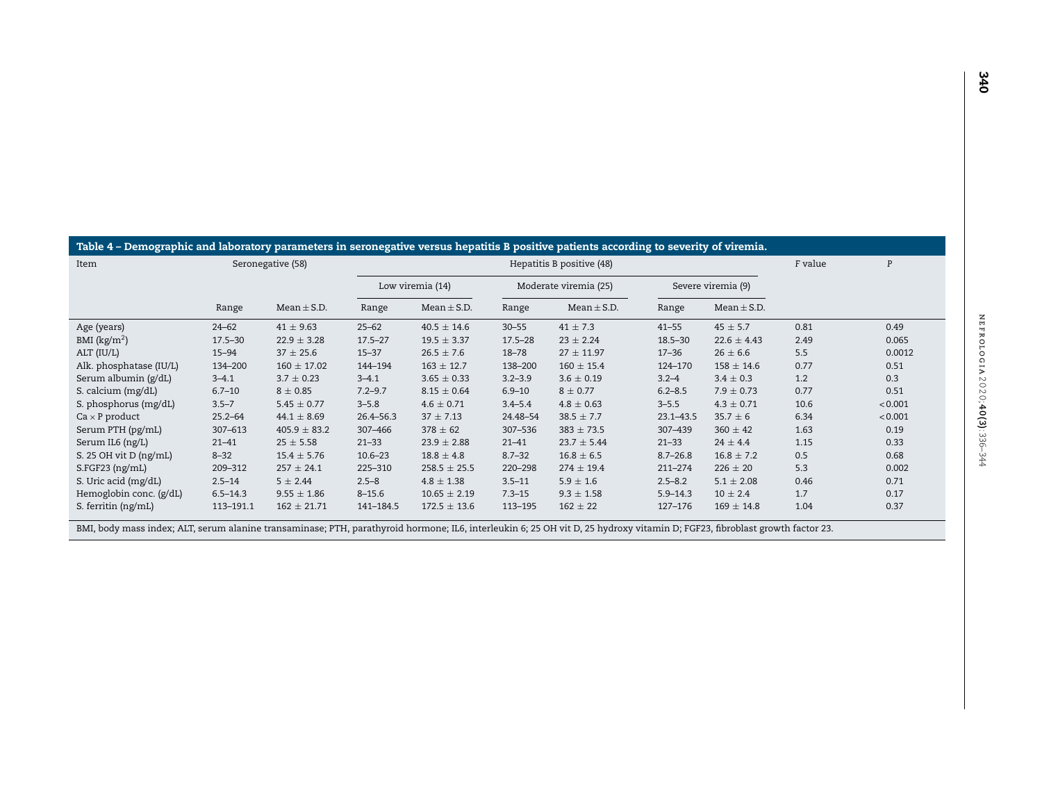**Table 4 – Demographic and laboratory parameters in seronegative versus hepatitis B positive patients according to severity of viremia.**

| Item | Seronegative (58) | | Hepatitis B positive (48) | | | | | | F value | P |
|---|---|---|---|---|---|---|---|---|---|---|
| | | | Low viremia (14) | | Moderate viremia (25) | | Severe viremia (9) | | | |
| | Range | Mean ± S.D. | Range | Mean ± S.D. | Range | Mean ± S.D. | Range | Mean ± S.D. | | |
| Age (years) | 24–62 | 41 ± 9.63 | 25–62 | 40.5 ± 14.6 | 30–55 | 41 ± 7.3 | 41–55 | 45 ± 5.7 | 0.81 | 0.49 |
| BMI (kg/m$^2$) | 17.5–30 | 22.9 ± 3.28 | 17.5–27 | 19.5 ± 3.37 | 17.5–28 | 23 ± 2.24 | 18.5–30 | 22.6 ± 4.43 | 2.49 | 0.065 |
| ALT (IU/L) | 15–94 | 37 ± 25.6 | 15–37 | 26.5 ± 7.6 | 18–78 | 27 ± 11.97 | 17–36 | 26 ± 6.6 | 5.5 | 0.0012 |
| Alk. phosphatase (IU/L) | 134–200 | 160 ± 17.02 | 144–194 | 163 ± 12.7 | 138–200 | 160 ± 15.4 | 124–170 | 158 ± 14.6 | 0.77 | 0.51 |
| Serum albumin (g/dL) | 3–4.1 | 3.7 ± 0.23 | 3–4.1 | 3.65 ± 0.33 | 3.2–3.9 | 3.6 ± 0.19 | 3.2–4 | 3.4 ± 0.3 | 1.2 | 0.3 |
| S. calcium (mg/dL) | 6.7–10 | 8 ± 0.85 | 7.2–9.7 | 8.15 ± 0.64 | 6.9–10 | 8 ± 0.77 | 6.2–8.5 | 7.9 ± 0.73 | 0.77 | 0.51 |
| S. phosphorus (mg/dL) | 3.5–7 | 5.45 ± 0.77 | 3–5.8 | 4.6 ± 0.71 | 3.4–5.4 | 4.8 ± 0.63 | 3–5.5 | 4.3 ± 0.71 | 10.6 | <0.001 |
| Ca × P product | 25.2–64 | 44.1 ± 8.69 | 26.4–56.3 | 37 ± 7.13 | 24.48–54 | 38.5 ± 7.7 | 23.1–43.5 | 35.7 ± 6 | 6.34 | <0.001 |
| Serum PTH (pg/mL) | 307–613 | 405.9 ± 83.2 | 307–466 | 378 ± 62 | 307–536 | 383 ± 73.5 | 307–439 | 360 ± 42 | 1.63 | 0.19 |
| Serum IL6 (ng/L) | 21–41 | 25 ± 5.58 | 21–33 | 23.9 ± 2.88 | 21–41 | 23.7 ± 5.44 | 21–33 | 24 ± 4.4 | 1.15 | 0.33 |
| S. 25 OH vit D (ng/mL) | 8–32 | 15.4 ± 5.76 | 10.6–23 | 18.8 ± 4.8 | 8.7–32 | 16.8 ± 6.5 | 8.7–26.8 | 16.8 ± 7.2 | 0.5 | 0.68 |
| S.FGF23 (ng/mL) | 209–312 | 257 ± 24.1 | 225–310 | 258.5 ± 25.5 | 220–298 | 274 ± 19.4 | 211–274 | 226 ± 20 | 5.3 | 0.002 |
| S. Uric acid (mg/dL) | 2.5–14 | 5 ± 2.44 | 2.5–8 | 4.8 ± 1.38 | 3.5–11 | 5.9 ± 1.6 | 2.5–8.2 | 5.1 ± 2.08 | 0.46 | 0.71 |
| Hemoglobin conc. (g/dL) | 6.5–14.3 | 9.55 ± 1.86 | 8–15.6 | 10.65 ± 2.19 | 7.3–15 | 9.3 ± 1.58 | 5.9–14.3 | 10 ± 2.4 | 1.7 | 0.17 |
| S. ferritin (ng/mL) | 113–191.1 | 162 ± 21.71 | 141–184.5 | 172.5 ± 13.6 | 113–195 | 162 ± 22 | 127–176 | 169 ± 14.8 | 1.04 | 0.37 |

BMI, body mass index; ALT, serum alanine transaminase; PTH, parathyroid hormone; IL6, interleukin 6; 25 OH vit D, 25 hydroxy vitamin D; FGF23, fibroblast growth factor 23.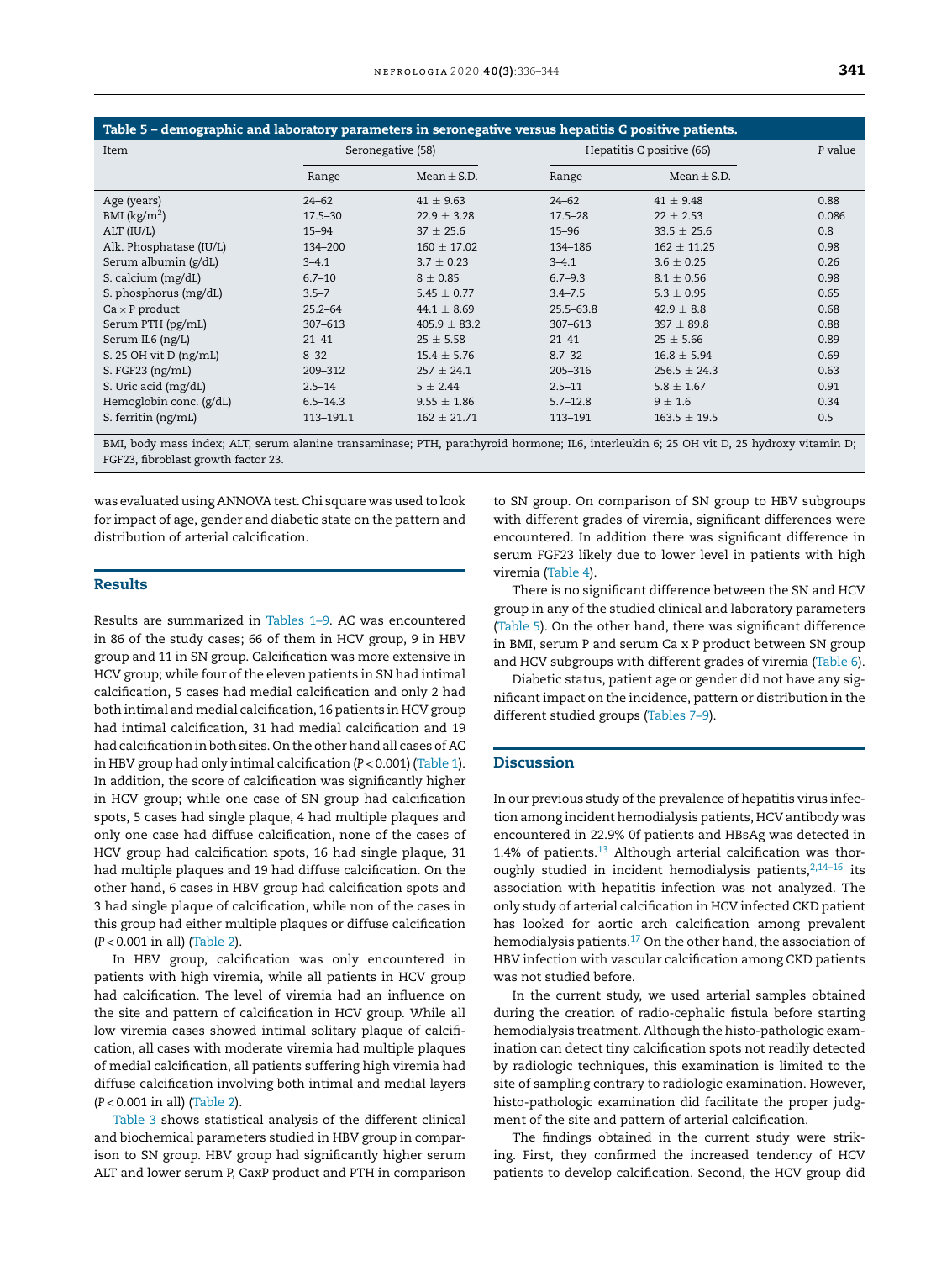**Table 5 – demographic and laboratory parameters in seronegative versus hepatitis C positive patients.**

| Item | Seronegative (58) | | Hepatitis C positive (66) | | P value |
|---|---|---|---|---|---|
| | Range | Mean ± S.D. | Range | Mean ± S.D. | |
| Age (years) | 24–62 | 41 ± 9.63 | 24–62 | 41 ± 9.48 | 0.88 |
| BMI (kg/m$^2$) | 17.5–30 | 22.9 ± 3.28 | 17.5–28 | 22 ± 2.53 | 0.086 |
| ALT (IU/L) | 15–94 | 37 ± 25.6 | 15–96 | 33.5 ± 25.6 | 0.8 |
| Alk. Phosphatase (IU/L) | 134–200 | 160 ± 17.02 | 134–186 | 162 ± 11.25 | 0.98 |
| Serum albumin (g/dL) | 3–4.1 | 3.7 ± 0.23 | 3–4.1 | 3.6 ± 0.25 | 0.26 |
| S. calcium (mg/dL) | 6.7–10 | 8 ± 0.85 | 6.7–9.3 | 8.1 ± 0.56 | 0.98 |
| S. phosphorus (mg/dL) | 3.5–7 | 5.45 ± 0.77 | 3.4–7.5 | 5.3 ± 0.95 | 0.65 |
| Ca × P product | 25.2–64 | 44.1 ± 8.69 | 25.5–63.8 | 42.9 ± 8.8 | 0.68 |
| Serum PTH (pg/mL) | 307–613 | 405.9 ± 83.2 | 307–613 | 397 ± 89.8 | 0.88 |
| Serum IL6 (ng/L) | 21–41 | 25 ± 5.58 | 21–41 | 25 ± 5.66 | 0.89 |
| S. 25 OH vit D (ng/mL) | 8–32 | 15.4 ± 5.76 | 8.7–32 | 16.8 ± 5.94 | 0.69 |
| S. FGF23 (ng/mL) | 209–312 | 257 ± 24.1 | 205–316 | 256.5 ± 24.3 | 0.63 |
| S. Uric acid (mg/dL) | 2.5–14 | 5 ± 2.44 | 2.5–11 | 5.8 ± 1.67 | 0.91 |
| Hemoglobin conc. (g/dL) | 6.5–14.3 | 9.55 ± 1.86 | 5.7–12.8 | 9 ± 1.6 | 0.34 |
| S. ferritin (ng/mL) | 113–191.1 | 162 ± 21.71 | 113–191 | 163.5 ± 19.5 | 0.5 |

BMI, body mass index; ALT, serum alanine transaminase; PTH, parathyroid hormone; IL6, interleukin 6; 25 OH vit D, 25 hydroxy vitamin D; FGF23, fibroblast growth factor 23.

was evaluated using ANNOVA test. Chi square was used to look for impact of age, gender and diabetic state on the pattern and distribution of arterial calcification.

## Results

Results are summarized in Tables 1–9. AC was encountered in 86 of the study cases; 66 of them in HCV group, 9 in HBV group and 11 in SN group. Calcification was more extensive in HCV group; while four of the eleven patients in SN had intimal calcification, 5 cases had medial calcification and only 2 had both intimal and medial calcification, 16 patients in HCV group had intimal calcification, 31 had medial calcification and 19 had calcification in both sites. On the other hand all cases of AC in HBV group had only intimal calcification ($P < 0.001$) (Table 1). In addition, the score of calcification was significantly higher in HCV group; while one case of SN group had calcification spots, 5 cases had single plaque, 4 had multiple plaques and only one case had diffuse calcification, none of the cases of HCV group had calcification spots, 16 had single plaque, 31 had multiple plaques and 19 had diffuse calcification. On the other hand, 6 cases in HBV group had calcification spots and 3 had single plaque of calcification, while non of the cases in this group had either multiple plaques or diffuse calcification ($P < 0.001$ in all) (Table 2).

In HBV group, calcification was only encountered in patients with high viremia, while all patients in HCV group had calcification. The level of viremia had an influence on the site and pattern of calcification in HCV group. While all low viremia cases showed intimal solitary plaque of calcification, all cases with moderate viremia had multiple plaques of medial calcification, all patients suffering high viremia had diffuse calcification involving both intimal and medial layers ($P < 0.001$ in all) (Table 2).

Table 3 shows statistical analysis of the different clinical and biochemical parameters studied in HBV group in comparison to SN group. HBV group had significantly higher serum ALT and lower serum P, CaxP product and PTH in comparison to SN group. On comparison of SN group to HBV subgroups with different grades of viremia, significant differences were encountered. In addition there was significant difference in serum FGF23 likely due to lower level in patients with high viremia (Table 4).

There is no significant difference between the SN and HCV group in any of the studied clinical and laboratory parameters (Table 5). On the other hand, there was significant difference in BMI, serum P and serum Ca x P product between SN group and HCV subgroups with different grades of viremia (Table 6).

Diabetic status, patient age or gender did not have any significant impact on the incidence, pattern or distribution in the different studied groups (Tables 7–9).

## Discussion

In our previous study of the prevalence of hepatitis virus infection among incident hemodialysis patients, HCV antibody was encountered in 22.9% 0f patients and HBsAg was detected in 1.4% of patients.[13] Although arterial calcification was thoroughly studied in incident hemodialysis patients,[2,14–16] its association with hepatitis infection was not analyzed. The only study of arterial calcification in HCV infected CKD patient has looked for aortic arch calcification among prevalent hemodialysis patients.[17] On the other hand, the association of HBV infection with vascular calcification among CKD patients was not studied before.

In the current study, we used arterial samples obtained during the creation of radio-cephalic fistula before starting hemodialysis treatment. Although the histo-pathologic examination can detect tiny calcification spots not readily detected by radiologic techniques, this examination is limited to the site of sampling contrary to radiologic examination. However, histo-pathologic examination did facilitate the proper judgment of the site and pattern of arterial calcification.

The findings obtained in the current study were striking. First, they confirmed the increased tendency of HCV patients to develop calcification. Second, the HCV group did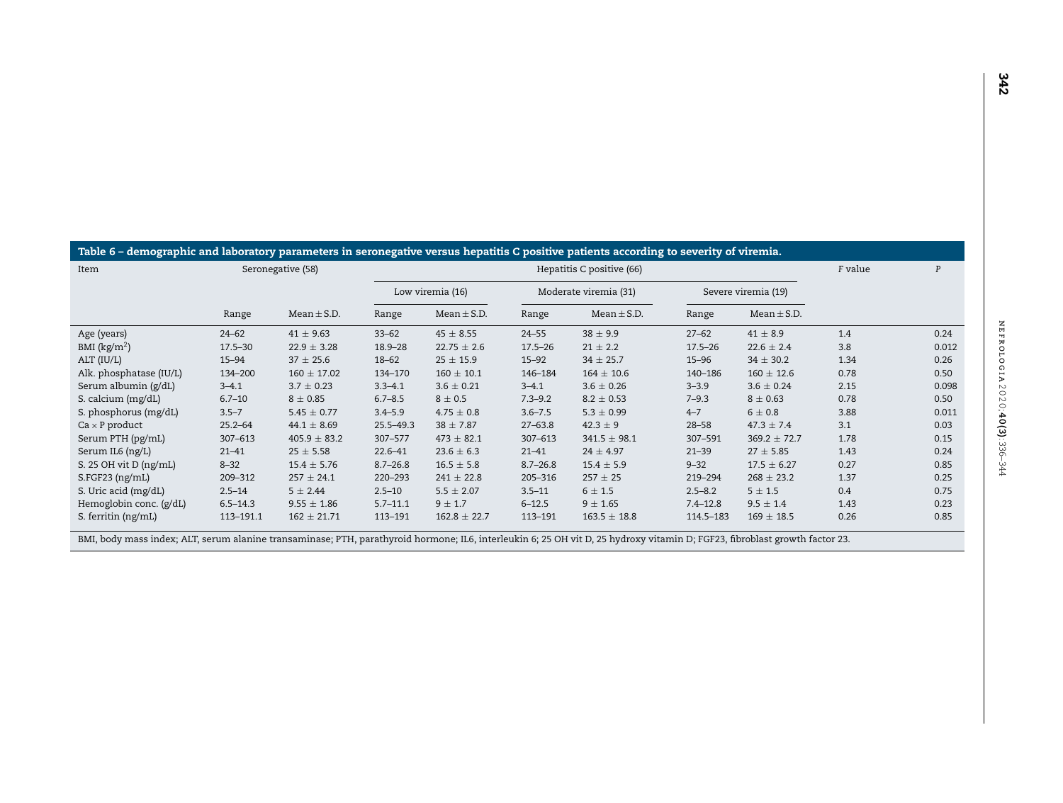**Table 6 – demographic and laboratory parameters in seronegative versus hepatitis C positive patients according to severity of viremia.**

| Item | Seronegative (58) | | Hepatitis C positive (66) | | | | | | F value | P |
|---|---|---|---|---|---|---|---|---|---|---|
| | | | Low viremia (16) | | Moderate viremia (31) | | Severe viremia (19) | | | |
| | Range | Mean ± S.D. | Range | Mean ± S.D. | Range | Mean ± S.D. | Range | Mean ± S.D. | | |
| Age (years) | 24–62 | 41 ± 9.63 | 33–62 | 45 ± 8.55 | 24–55 | 38 ± 9.9 | 27–62 | 41 ± 8.9 | 1.4 | 0.24 |
| BMI ($kg/m^2$) | 17.5–30 | 22.9 ± 3.28 | 18.9–28 | 22.75 ± 2.6 | 17.5–26 | 21 ± 2.2 | 17.5–26 | 22.6 ± 2.4 | 3.8 | 0.012 |
| ALT (IU/L) | 15–94 | 37 ± 25.6 | 18–62 | 25 ± 15.9 | 15–92 | 34 ± 25.7 | 15–96 | 34 ± 30.2 | 1.34 | 0.26 |
| Alk. phosphatase (IU/L) | 134–200 | 160 ± 17.02 | 134–170 | 160 ± 10.1 | 146–184 | 164 ± 10.6 | 140–186 | 160 ± 12.6 | 0.78 | 0.50 |
| Serum albumin (g/dL) | 3–4.1 | 3.7 ± 0.23 | 3.3–4.1 | 3.6 ± 0.21 | 3–4.1 | 3.6 ± 0.26 | 3–3.9 | 3.6 ± 0.24 | 2.15 | 0.098 |
| S. calcium (mg/dL) | 6.7–10 | 8 ± 0.85 | 6.7–8.5 | 8 ± 0.5 | 7.3–9.2 | 8.2 ± 0.53 | 7–9.3 | 8 ± 0.63 | 0.78 | 0.50 |
| S. phosphorus (mg/dL) | 3.5–7 | 5.45 ± 0.77 | 3.4–5.9 | 4.75 ± 0.8 | 3.6–7.5 | 5.3 ± 0.99 | 4–7 | 6 ± 0.8 | 3.88 | 0.011 |
| Ca × P product | 25.2–64 | 44.1 ± 8.69 | 25.5–49.3 | 38 ± 7.87 | 27–63.8 | 42.3 ± 9 | 28–58 | 47.3 ± 7.4 | 3.1 | 0.03 |
| Serum PTH (pg/mL) | 307–613 | 405.9 ± 83.2 | 307–577 | 473 ± 82.1 | 307–613 | 341.5 ± 98.1 | 307–591 | 369.2 ± 72.7 | 1.78 | 0.15 |
| Serum IL6 (ng/L) | 21–41 | 25 ± 5.58 | 22.6–41 | 23.6 ± 6.3 | 21–41 | 24 ± 4.97 | 21–39 | 27 ± 5.85 | 1.43 | 0.24 |
| S. 25 OH vit D (ng/mL) | 8–32 | 15.4 ± 5.76 | 8.7–26.8 | 16.5 ± 5.8 | 8.7–26.8 | 15.4 ± 5.9 | 9–32 | 17.5 ± 6.27 | 0.27 | 0.85 |
| S.FGF23 (ng/mL) | 209–312 | 257 ± 24.1 | 220–293 | 241 ± 22.8 | 205–316 | 257 ± 25 | 219–294 | 268 ± 23.2 | 1.37 | 0.25 |
| S. Uric acid (mg/dL) | 2.5–14 | 5 ± 2.44 | 2.5–10 | 5.5 ± 2.07 | 3.5–11 | 6 ± 1.5 | 2.5–8.2 | 5 ± 1.5 | 0.4 | 0.75 |
| Hemoglobin conc. (g/dL) | 6.5–14.3 | 9.55 ± 1.86 | 5.7–11.1 | 9 ± 1.7 | 6–12.5 | 9 ± 1.65 | 7.4–12.8 | 9.5 ± 1.4 | 1.43 | 0.23 |
| S. ferritin (ng/mL) | 113–191.1 | 162 ± 21.71 | 113–191 | 162.8 ± 22.7 | 113–191 | 163.5 ± 18.8 | 114.5–183 | 169 ± 18.5 | 0.26 | 0.85 |

BMI, body mass index; ALT, serum alanine transaminase; PTH, parathyroid hormone; IL6, interleukin 6; 25 OH vit D, 25 hydroxy vitamin D; FGF23, fibroblast growth factor 23.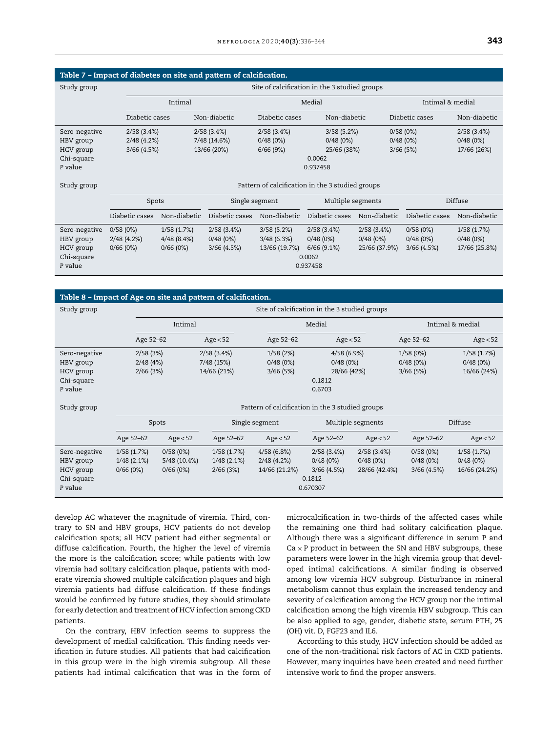**Table 7 – Impact of diabetes on site and pattern of calcification.**

| Study group | Site of calcification in the 3 studied groups | | | | | |
|---|---|---|---|---|---|---|
| | Intimal | | Medial | | Intimal & medial | |
| | Diabetic cases | Non-diabetic | Diabetic cases | Non-diabetic | Diabetic cases | Non-diabetic |
| Sero-negative | 2/58 (3.4%) | 2/58 (3.4%) | 2/58 (3.4%) | 3/58 (5.2%) | 0/58 (0%) | 2/58 (3.4%) |
| HBV group | 2/48 (4.2%) | 7/48 (14.6%) | 0/48 (0%) | 0/48 (0%) | 0/48 (0%) | 0/48 (0%) |
| HCV group | 3/66 (4.5%) | 13/66 (20%) | 6/66 (9%) | 25/66 (38%) | 3/66 (5%) | 17/66 (26%) |
| Chi-square | 0.0062 | | | | | |
| P value | 0.937458 | | | | | |

| Study group | Pattern of calcification in the 3 studied groups | | | | | | | |
|---|---|---|---|---|---|---|---|---|
| | Spots | | Single segment | | Multiple segments | | Diffuse | |
| | Diabetic cases | Non-diabetic | Diabetic cases | Non-diabetic | Diabetic cases | Non-diabetic | Diabetic cases | Non-diabetic |
| Sero-negative | 0/58 (0%) | 1/58 (1.7%) | 2/58 (3.4%) | 3/58 (5.2%) | 2/58 (3.4%) | 2/58 (3.4%) | 0/58 (0%) | 1/58 (1.7%) |
| HBV group | 2/48 (4.2%) | 4/48 (8.4%) | 0/48 (0%) | 3/48 (6.3%) | 0/48 (0%) | 0/48 (0%) | 0/48 (0%) | 0/48 (0%) |
| HCV group | 0/66 (0%) | 0/66 (0%) | 3/66 (4.5%) | 13/66 (19.7%) | 6/66 (9.1%) | 25/66 (37.9%) | 3/66 (4.5%) | 17/66 (25.8%) |
| Chi-square | 0.0062 | | | | | | | |
| P value | 0.937458 | | | | | | | |

**Table 8 – Impact of Age on site and pattern of calcification.**

| Study group | Site of calcification in the 3 studied groups | | | | | |
|---|---|---|---|---|---|---|
| | Intimal | | Medial | | Intimal & medial | |
| | Age 52–62 | Age < 52 | Age 52–62 | Age < 52 | Age 52–62 | Age < 52 |
| Sero-negative | 2/58 (3%) | 2/58 (3.4%) | 1/58 (2%) | 4/58 (6.9%) | 1/58 (0%) | 1/58 (1.7%) |
| HBV group | 2/48 (4%) | 7/48 (15%) | 0/48 (0%) | 0/48 (0%) | 0/48 (0%) | 0/48 (0%) |
| HCV group | 2/66 (3%) | 14/66 (21%) | 3/66 (5%) | 28/66 (42%) | 3/66 (5%) | 16/66 (24%) |
| Chi-square | 0.1812 | | | | | |
| P value | 0.6703 | | | | | |

| Study group | Pattern of calcification in the 3 studied groups | | | | | | | |
|---|---|---|---|---|---|---|---|---|
| | Spots | | Single segment | | Multiple segments | | Diffuse | |
| | Age 52–62 | Age < 52 | Age 52–62 | Age < 52 | Age 52–62 | Age < 52 | Age 52–62 | Age < 52 |
| Sero-negative | 1/58 (1.7%) | 0/58 (0%) | 1/58 (1.7%) | 4/58 (6.8%) | 2/58 (3.4%) | 2/58 (3.4%) | 0/58 (0%) | 1/58 (1.7%) |
| HBV group | 1/48 (2.1%) | 5/48 (10.4%) | 1/48 (2.1%) | 2/48 (4.2%) | 0/48 (0%) | 0/48 (0%) | 0/48 (0%) | 0/48 (0%) |
| HCV group | 0/66 (0%) | 0/66 (0%) | 2/66 (3%) | 14/66 (21.2%) | 3/66 (4.5%) | 28/66 (42.4%) | 3/66 (4.5%) | 16/66 (24.2%) |
| Chi-square | 0.1812 | | | | | | | |
| P value | 0.670307 | | | | | | | |

develop AC whatever the magnitude of viremia. Third, contrary to SN and HBV groups, HCV patients do not develop calcification spots; all HCV patient had either segmental or diffuse calcification. Fourth, the higher the level of viremia the more is the calcification score; while patients with low viremia had solitary calcification plaque, patients with moderate viremia showed multiple calcification plaques and high viremia patients had diffuse calcification. If these findings would be confirmed by future studies, they should stimulate for early detection and treatment of HCV infection among CKD patients.

On the contrary, HBV infection seems to suppress the development of medial calcification. This finding needs verification in future studies. All patients that had calcification in this group were in the high viremia subgroup. All these patients had intimal calcification that was in the form of microcalcification in two-thirds of the affected cases while the remaining one third had solitary calcification plaque. Although there was a significant difference in serum P and Ca × P product in between the SN and HBV subgroups, these parameters were lower in the high viremia group that developed intimal calcifications. A similar finding is observed among low viremia HCV subgroup. Disturbance in mineral metabolism cannot thus explain the increased tendency and severity of calcification among the HCV group nor the intimal calcification among the high viremia HBV subgroup. This can be also applied to age, gender, diabetic state, serum PTH, 25 (OH) vit. D, FGF23 and IL6.

According to this study, HCV infection should be added as one of the non-traditional risk factors of AC in CKD patients. However, many inquiries have been created and need further intensive work to find the proper answers.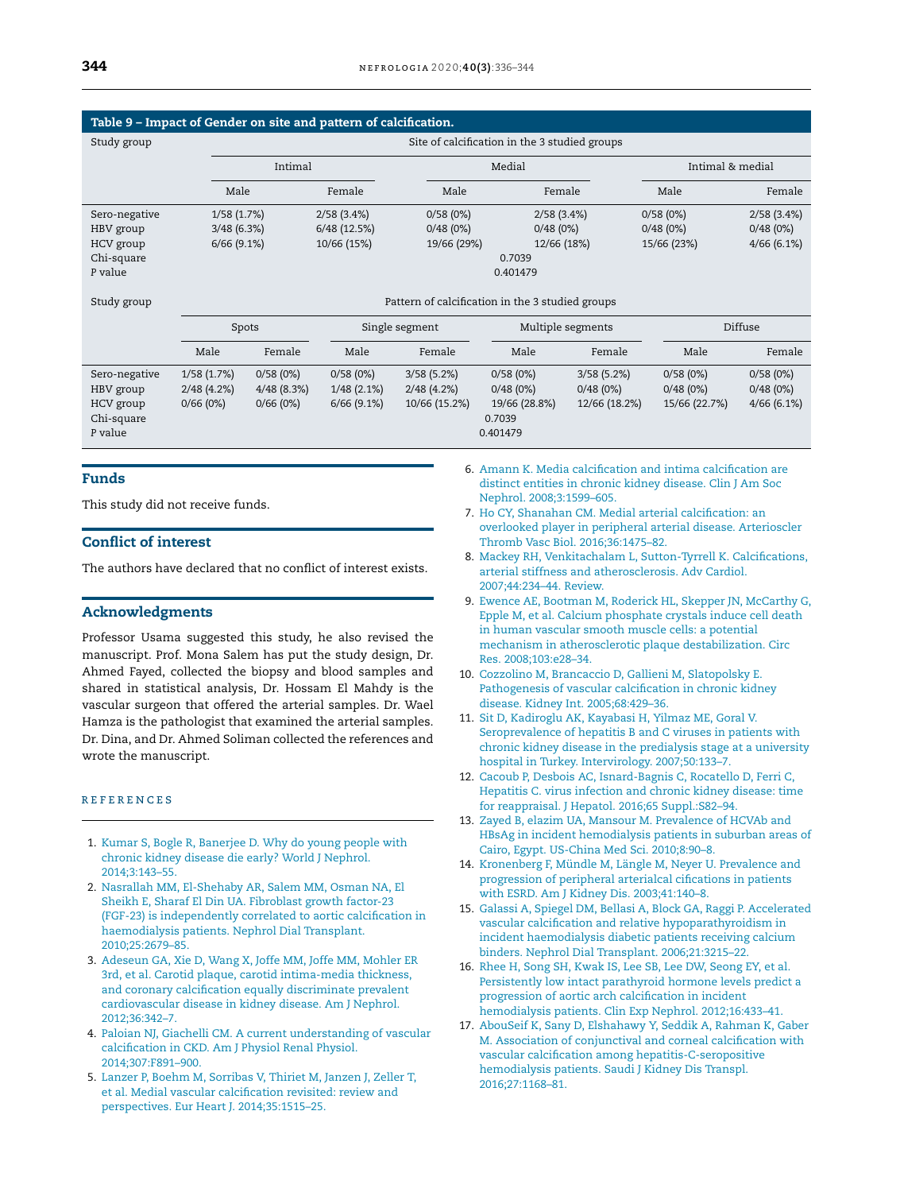**Table 9 – Impact of Gender on site and pattern of calcification.**

| Study group | Site of calcification in the 3 studied groups | | | | | |
|---|---|---|---|---|---|---|
| | Intimal | | Medial | | Intimal & medial | |
| | Male | Female | Male | Female | Male | Female |
| Sero-negative | 1/58 (1.7%) | 2/58 (3.4%) | 0/58 (0%) | 2/58 (3.4%) | 0/58 (0%) | 2/58 (3.4%) |
| HBV group | 3/48 (6.3%) | 6/48 (12.5%) | 0/48 (0%) | 0/48 (0%) | 0/48 (0%) | 0/48 (0%) |
| HCV group | 6/66 (9.1%) | 10/66 (15%) | 19/66 (29%) | 12/66 (18%) | 15/66 (23%) | 4/66 (6.1%) |
| Chi-square | 0.7039 | | | | | |
| P value | 0.401479 | | | | | |

| Study group | Pattern of calcification in the 3 studied groups | | | | | | | |
|---|---|---|---|---|---|---|---|---|
| | Spots | | Single segment | | Multiple segments | | Diffuse | |
| | Male | Female | Male | Female | Male | Female | Male | Female |
| Sero-negative | 1/58 (1.7%) | 0/58 (0%) | 0/58 (0%) | 3/58 (5.2%) | 0/58 (0%) | 3/58 (5.2%) | 0/58 (0%) | 0/58 (0%) |
| HBV group | 2/48 (4.2%) | 4/48 (8.3%) | 1/48 (2.1%) | 2/48 (4.2%) | 0/48 (0%) | 0/48 (0%) | 0/48 (0%) | 0/48 (0%) |
| HCV group | 0/66 (0%) | 0/66 (0%) | 6/66 (9.1%) | 10/66 (15.2%) | 19/66 (28.8%) | 12/66 (18.2%) | 15/66 (22.7%) | 4/66 (6.1%) |
| Chi-square | 0.7039 | | | | | | | |
| P value | 0.401479 | | | | | | | |

## Funds

This study did not receive funds.

## Conflict of interest

The authors have declared that no conflict of interest exists.

## Acknowledgments

Professor Usama suggested this study, he also revised the manuscript. Prof. Mona Salem has put the study design, Dr. Ahmed Fayed, collected the biopsy and blood samples and shared in statistical analysis, Dr. Hossam El Mahdy is the vascular surgeon that offered the arterial samples. Dr. Wael Hamza is the pathologist that examined the arterial samples. Dr. Dina, and Dr. Ahmed Soliman collected the references and wrote the manuscript.

## REFERENCES

1. Kumar S, Bogle R, Banerjee D. Why do young people with chronic kidney disease die early? World J Nephrol. 2014;3:143–55.
2. Nasrallah MM, El-Shehaby AR, Salem MM, Osman NA, El Sheikh E, Sharaf El Din UA. Fibroblast growth factor-23 (FGF-23) is independently correlated to aortic calcification in haemodialysis patients. Nephrol Dial Transplant. 2010;25:2679–85.
3. Adeseun GA, Xie D, Wang X, Joffe MM, Joffe MM, Mohler ER 3rd, et al. Carotid plaque, carotid intima-media thickness, and coronary calcification equally discriminate prevalent cardiovascular disease in kidney disease. Am J Nephrol. 2012;36:342–7.
4. Paloian NJ, Giachelli CM. A current understanding of vascular calcification in CKD. Am J Physiol Renal Physiol. 2014;307:F891–900.
5. Lanzer P, Boehm M, Sorribas V, Thiriet M, Janzen J, Zeller T, et al. Medial vascular calcification revisited: review and perspectives. Eur Heart J. 2014;35:1515–25.
6. Amann K. Media calcification and intima calcification are distinct entities in chronic kidney disease. Clin J Am Soc Nephrol. 2008;3:1599–605.
7. Ho CY, Shanahan CM. Medial arterial calcification: an overlooked player in peripheral arterial disease. Arterioscler Thromb Vasc Biol. 2016;36:1475–82.
8. Mackey RH, Venkitachalam L, Sutton-Tyrrell K. Calcifications, arterial stiffness and atherosclerosis. Adv Cardiol. 2007;44:234–44. Review.
9. Ewence AE, Bootman M, Roderick HL, Skepper JN, McCarthy G, Epple M, et al. Calcium phosphate crystals induce cell death in human vascular smooth muscle cells: a potential mechanism in atherosclerotic plaque destabilization. Circ Res. 2008;103:e28–34.
10. Cozzolino M, Brancaccio D, Gallieni M, Slatopolsky E. Pathogenesis of vascular calcification in chronic kidney disease. Kidney Int. 2005;68:429–36.
11. Sit D, Kadiroglu AK, Kayabasi H, Yilmaz ME, Goral V. Seroprevalence of hepatitis B and C viruses in patients with chronic kidney disease in the predialysis stage at a university hospital in Turkey. Intervirology. 2007;50:133–7.
12. Cacoub P, Desbois AC, Isnard-Bagnis C, Rocatello D, Ferri C, Hepatitis C. virus infection and chronic kidney disease: time for reappraisal. J Hepatol. 2016;65 Suppl.:S82–94.
13. Zayed B, elazim UA, Mansour M. Prevalence of HCVAb and HBsAg in incident hemodialysis patients in suburban areas of Cairo, Egypt. US-China Med Sci. 2010;8:90–8.
14. Kronenberg F, Mündle M, Längle M, Neyer U. Prevalence and progression of peripheral arterialcal cifications in patients with ESRD. Am J Kidney Dis. 2003;41:140–8.
15. Galassi A, Spiegel DM, Bellasi A, Block GA, Raggi P. Accelerated vascular calcification and relative hypoparathyroidism in incident haemodialysis diabetic patients receiving calcium binders. Nephrol Dial Transplant. 2006;21:3215–22.
16. Rhee H, Song SH, Kwak IS, Lee SB, Lee DW, Seong EY, et al. Persistently low intact parathyroid hormone levels predict a progression of aortic arch calcification in incident hemodialysis patients. Clin Exp Nephrol. 2012;16:433–41.
17. AbouSeif K, Sany D, Elshahawy Y, Seddik A, Rahman K, Gaber M. Association of conjunctival and corneal calcification with vascular calcification among hepatitis-C-seropositive hemodialysis patients. Saudi J Kidney Dis Transpl. 2016;27:1168–81.